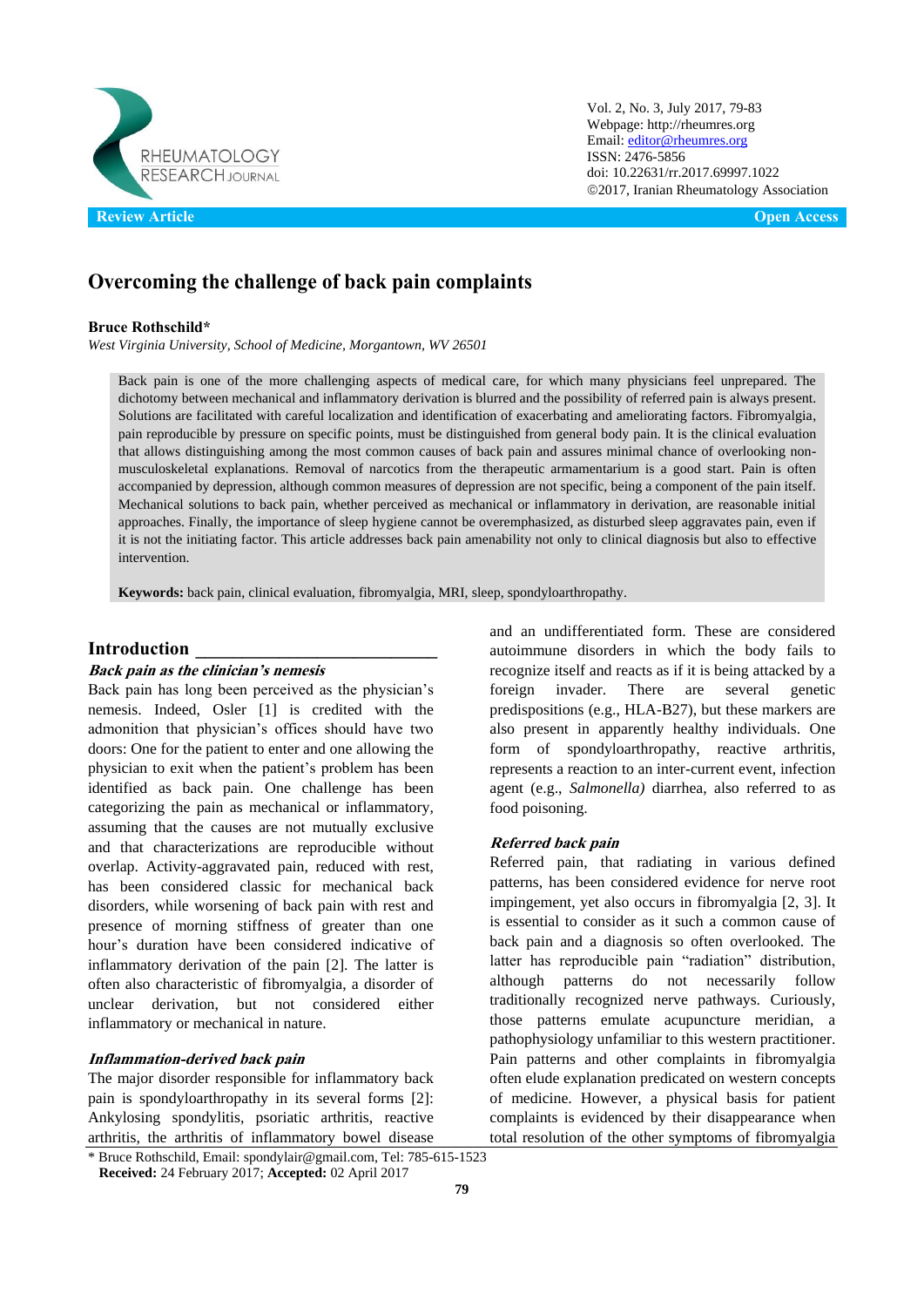Review Article

Open Access

# Overcoming the challenge of back pain complaints

**Bruce Rothschild***

*West Virginia University, School of Medicine, Morgantown, WV 26501*

Back pain is one of the more challenging aspects of medical care, for which many physicians feel unprepared. The dichotomy between mechanical and inflammatory derivation is blurred and the possibility of referred pain is always present. Solutions are facilitated with careful localization and identification of exacerbating and ameliorating factors. Fibromyalgia, pain reproducible by pressure on specific points, must be distinguished from general body pain. It is the clinical evaluation that allows distinguishing among the most common causes of back pain and assures minimal chance of overlooking non-musculoskeletal explanations. Removal of narcotics from the therapeutic armamentarium is a good start. Pain is often accompanied by depression, although common measures of depression are not specific, being a component of the pain itself. Mechanical solutions to back pain, whether perceived as mechanical or inflammatory in derivation, are reasonable initial approaches. Finally, the importance of sleep hygiene cannot be overemphasized, as disturbed sleep aggravates pain, even if it is not the initiating factor. This article addresses back pain amenability not only to clinical diagnosis but also to effective intervention.

**Keywords:** back pain, clinical evaluation, fibromyalgia, MRI, sleep, spondyloarthropathy.

## Introduction

### *Back pain as the clinician's nemesis*

Back pain has long been perceived as the physician's nemesis. Indeed, Osler [1] is credited with the admonition that physician's offices should have two doors: One for the patient to enter and one allowing the physician to exit when the patient's problem has been identified as back pain. One challenge has been categorizing the pain as mechanical or inflammatory, assuming that the causes are not mutually exclusive and that characterizations are reproducible without overlap. Activity-aggravated pain, reduced with rest, has been considered classic for mechanical back disorders, while worsening of back pain with rest and presence of morning stiffness of greater than one hour's duration have been considered indicative of inflammatory derivation of the pain [2]. The latter is often also characteristic of fibromyalgia, a disorder of unclear derivation, but not considered either inflammatory or mechanical in nature.

### *Inflammation-derived back pain*

The major disorder responsible for inflammatory back pain is spondyloarthropathy in its several forms [2]: Ankylosing spondylitis, psoriatic arthritis, reactive arthritis, the arthritis of inflammatory bowel disease and an undifferentiated form. These are considered autoimmune disorders in which the body fails to recognize itself and reacts as if it is being attacked by a foreign invader. There are several genetic predispositions (e.g., HLA-B27), but these markers are also present in apparently healthy individuals. One form of spondyloarthropathy, reactive arthritis, represents a reaction to an inter-current event, infection agent (e.g., *Salmonella)* diarrhea, also referred to as food poisoning.

### *Referred back pain*

Referred pain, that radiating in various defined patterns, has been considered evidence for nerve root impingement, yet also occurs in fibromyalgia [2, 3]. It is essential to consider as it such a common cause of back pain and a diagnosis so often overlooked. The latter has reproducible pain "radiation" distribution, although patterns do not necessarily follow traditionally recognized nerve pathways. Curiously, those patterns emulate acupuncture meridian, a pathophysiology unfamiliar to this western practitioner. Pain patterns and other complaints in fibromyalgia often elude explanation predicated on western concepts of medicine. However, a physical basis for patient complaints is evidenced by their disappearance when total resolution of the other symptoms of fibromyalgia

* Bruce Rothschild, Email: spondylair@gmail.com, Tel: 785-615-1523
**Received:** 24 February 2017; **Accepted:** 02 April 2017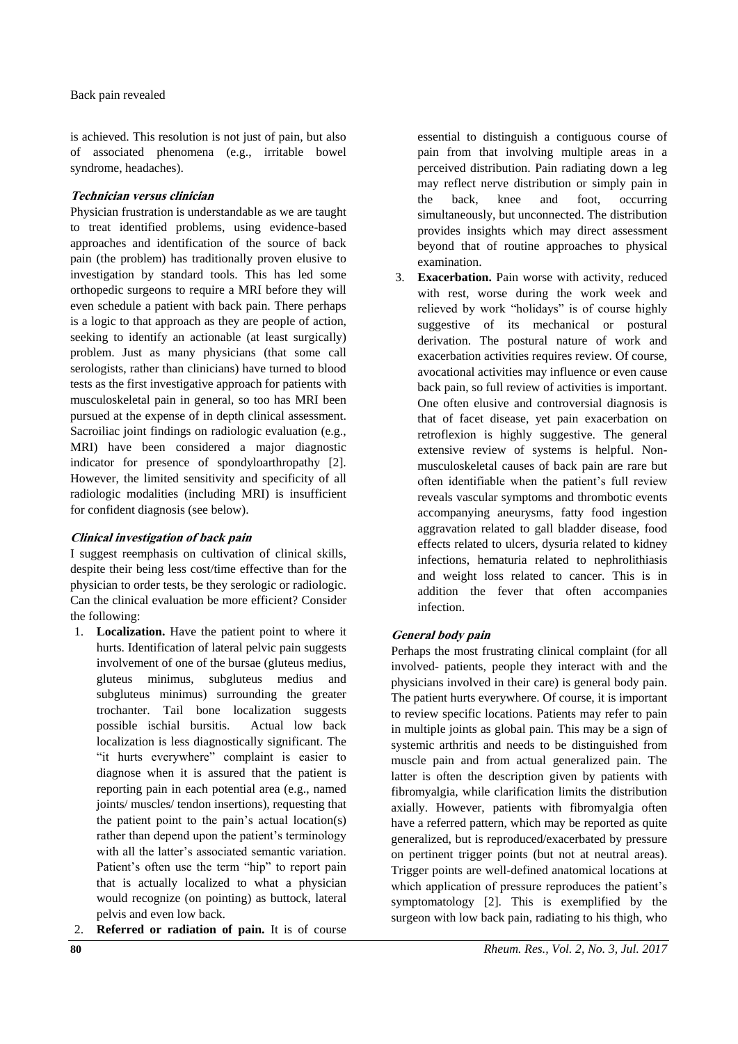is achieved. This resolution is not just of pain, but also of associated phenomena (e.g., irritable bowel syndrome, headaches).

### *Technician versus clinician*

Physician frustration is understandable as we are taught to treat identified problems, using evidence-based approaches and identification of the source of back pain (the problem) has traditionally proven elusive to investigation by standard tools. This has led some orthopedic surgeons to require a MRI before they will even schedule a patient with back pain. There perhaps is a logic to that approach as they are people of action, seeking to identify an actionable (at least surgically) problem. Just as many physicians (that some call serologists, rather than clinicians) have turned to blood tests as the first investigative approach for patients with musculoskeletal pain in general, so too has MRI been pursued at the expense of in depth clinical assessment. Sacroiliac joint findings on radiologic evaluation (e.g., MRI) have been considered a major diagnostic indicator for presence of spondyloarthropathy [2]. However, the limited sensitivity and specificity of all radiologic modalities (including MRI) is insufficient for confident diagnosis (see below).

### *Clinical investigation of back pain*

I suggest reemphasis on cultivation of clinical skills, despite their being less cost/time effective than for the physician to order tests, be they serologic or radiologic. Can the clinical evaluation be more efficient? Consider the following:

1. **Localization.** Have the patient point to where it hurts. Identification of lateral pelvic pain suggests involvement of one of the bursae (gluteus medius, gluteus minimus, subgluteus medius and subgluteus minimus) surrounding the greater trochanter. Tail bone localization suggests possible ischial bursitis. Actual low back localization is less diagnostically significant. The "it hurts everywhere" complaint is easier to diagnose when it is assured that the patient is reporting pain in each potential area (e.g., named joints/ muscles/ tendon insertions), requesting that the patient point to the pain's actual location(s) rather than depend upon the patient's terminology with all the latter's associated semantic variation. Patient's often use the term "hip" to report pain that is actually localized to what a physician would recognize (on pointing) as buttock, lateral pelvis and even low back.
2. **Referred or radiation of pain.** It is of course essential to distinguish a contiguous course of pain from that involving multiple areas in a perceived distribution. Pain radiating down a leg may reflect nerve distribution or simply pain in the back, knee and foot, occurring simultaneously, but unconnected. The distribution provides insights which may direct assessment beyond that of routine approaches to physical examination.
3. **Exacerbation.** Pain worse with activity, reduced with rest, worse during the work week and relieved by work "holidays" is of course highly suggestive of its mechanical or postural derivation. The postural nature of work and exacerbation activities requires review. Of course, avocational activities may influence or even cause back pain, so full review of activities is important. One often elusive and controversial diagnosis is that of facet disease, yet pain exacerbation on retroflexion is highly suggestive. The general extensive review of systems is helpful. Non-musculoskeletal causes of back pain are rare but often identifiable when the patient's full review reveals vascular symptoms and thrombotic events accompanying aneurysms, fatty food ingestion aggravation related to gall bladder disease, food effects related to ulcers, dysuria related to kidney infections, hematuria related to nephrolithiasis and weight loss related to cancer. This is in addition the fever that often accompanies infection.

### *General body pain*

Perhaps the most frustrating clinical complaint (for all involved- patients, people they interact with and the physicians involved in their care) is general body pain. The patient hurts everywhere. Of course, it is important to review specific locations. Patients may refer to pain in multiple joints as global pain. This may be a sign of systemic arthritis and needs to be distinguished from muscle pain and from actual generalized pain. The latter is often the description given by patients with fibromyalgia, while clarification limits the distribution axially. However, patients with fibromyalgia often have a referred pattern, which may be reported as quite generalized, but is reproduced/exacerbated by pressure on pertinent trigger points (but not at neutral areas). Trigger points are well-defined anatomical locations at which application of pressure reproduces the patient's symptomatology [2]. This is exemplified by the surgeon with low back pain, radiating to his thigh, who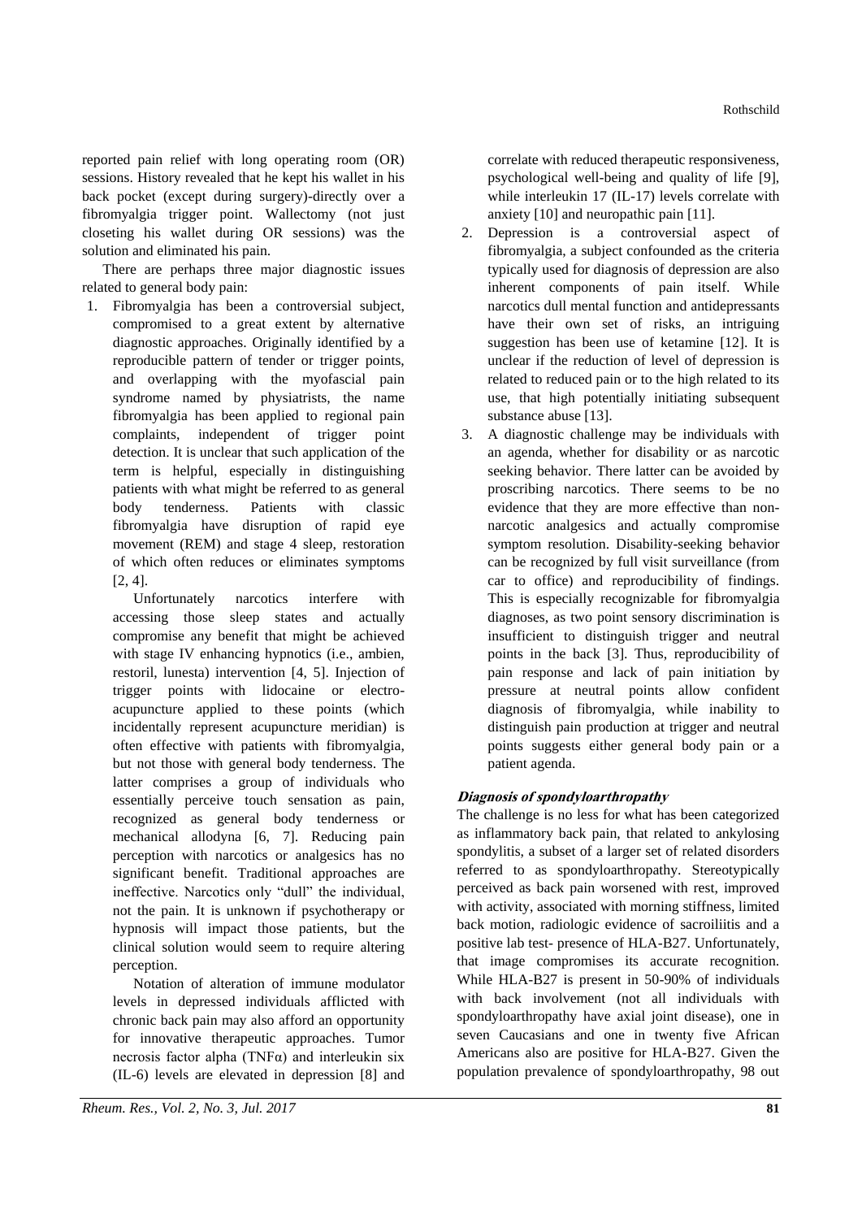reported pain relief with long operating room (OR) sessions. History revealed that he kept his wallet in his back pocket (except during surgery)-directly over a fibromyalgia trigger point. Wallectomy (not just closeting his wallet during OR sessions) was the solution and eliminated his pain.

There are perhaps three major diagnostic issues related to general body pain:

1. Fibromyalgia has been a controversial subject, compromised to a great extent by alternative diagnostic approaches. Originally identified by a reproducible pattern of tender or trigger points, and overlapping with the myofascial pain syndrome named by physiatrists, the name fibromyalgia has been applied to regional pain complaints, independent of trigger point detection. It is unclear that such application of the term is helpful, especially in distinguishing patients with what might be referred to as general body tenderness. Patients with classic fibromyalgia have disruption of rapid eye movement (REM) and stage 4 sleep, restoration of which often reduces or eliminates symptoms [2, 4].

   Unfortunately narcotics interfere with accessing those sleep states and actually compromise any benefit that might be achieved with stage IV enhancing hypnotics (i.e., ambien, restoril, lunesta) intervention [4, 5]. Injection of trigger points with lidocaine or electro-acupuncture applied to these points (which incidentally represent acupuncture meridian) is often effective with patients with fibromyalgia, but not those with general body tenderness. The latter comprises a group of individuals who essentially perceive touch sensation as pain, recognized as general body tenderness or mechanical allodyna [6, 7]. Reducing pain perception with narcotics or analgesics has no significant benefit. Traditional approaches are ineffective. Narcotics only "dull" the individual, not the pain. It is unknown if psychotherapy or hypnosis will impact those patients, but the clinical solution would seem to require altering perception.

   Notation of alteration of immune modulator levels in depressed individuals afflicted with chronic back pain may also afford an opportunity for innovative therapeutic approaches. Tumor necrosis factor alpha (TNFα) and interleukin six (IL-6) levels are elevated in depression [8] and correlate with reduced therapeutic responsiveness, psychological well-being and quality of life [9], while interleukin 17 (IL-17) levels correlate with anxiety [10] and neuropathic pain [11].

2. Depression is a controversial aspect of fibromyalgia, a subject confounded as the criteria typically used for diagnosis of depression are also inherent components of pain itself. While narcotics dull mental function and antidepressants have their own set of risks, an intriguing suggestion has been use of ketamine [12]. It is unclear if the reduction of level of depression is related to reduced pain or to the high related to its use, that high potentially initiating subsequent substance abuse [13].

3. A diagnostic challenge may be individuals with an agenda, whether for disability or as narcotic seeking behavior. There latter can be avoided by proscribing narcotics. There seems to be no evidence that they are more effective than non-narcotic analgesics and actually compromise symptom resolution. Disability-seeking behavior can be recognized by full visit surveillance (from car to office) and reproducibility of findings. This is especially recognizable for fibromyalgia diagnoses, as two point sensory discrimination is insufficient to distinguish trigger and neutral points in the back [3]. Thus, reproducibility of pain response and lack of pain initiation by pressure at neutral points allow confident diagnosis of fibromyalgia, while inability to distinguish pain production at trigger and neutral points suggests either general body pain or a patient agenda.

### *Diagnosis of spondyloarthropathy*

The challenge is no less for what has been categorized as inflammatory back pain, that related to ankylosing spondylitis, a subset of a larger set of related disorders referred to as spondyloarthropathy. Stereotypically perceived as back pain worsened with rest, improved with activity, associated with morning stiffness, limited back motion, radiologic evidence of sacroiliitis and a positive lab test- presence of HLA-B27. Unfortunately, that image compromises its accurate recognition. While HLA-B27 is present in 50-90% of individuals with back involvement (not all individuals with spondyloarthropathy have axial joint disease), one in seven Caucasians and one in twenty five African Americans also are positive for HLA-B27. Given the population prevalence of spondyloarthropathy, 98 out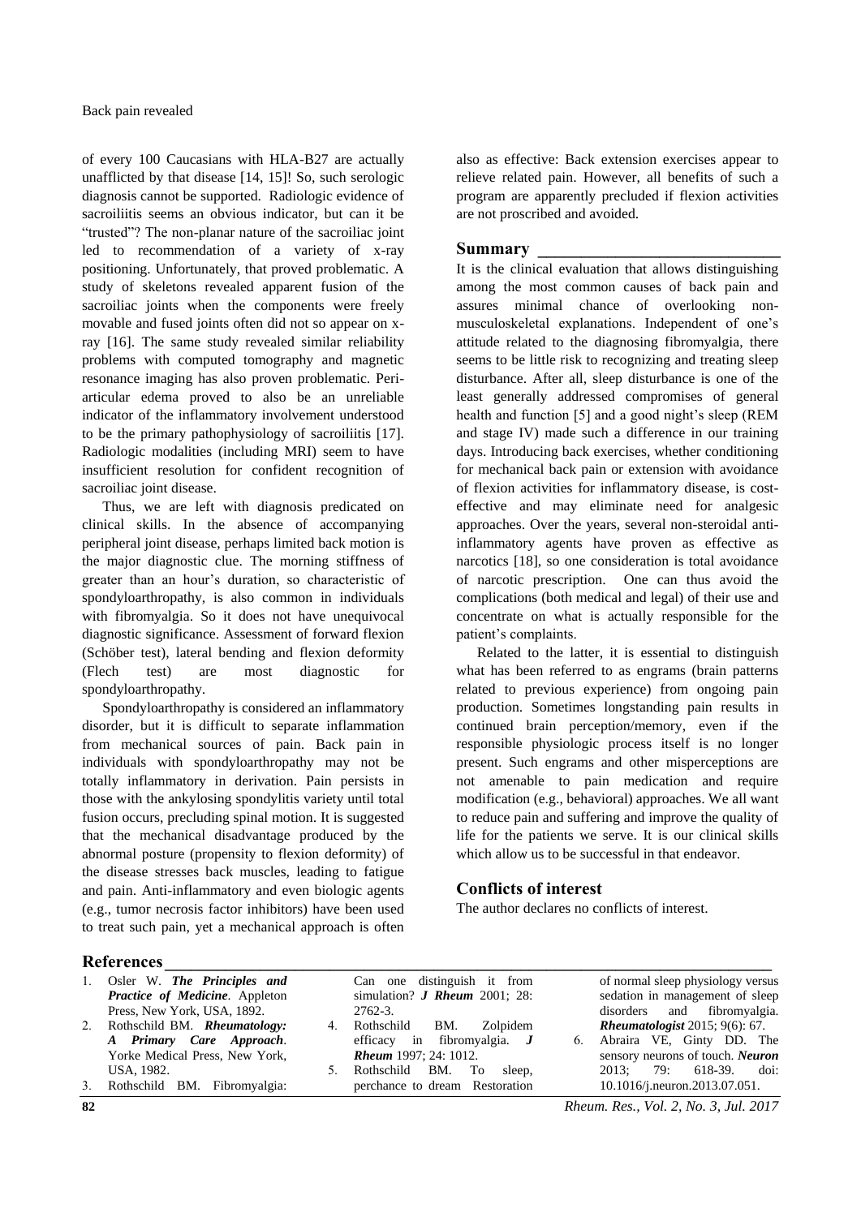of every 100 Caucasians with HLA-B27 are actually unafflicted by that disease [14, 15]! So, such serologic diagnosis cannot be supported. Radiologic evidence of sacroiliitis seems an obvious indicator, but can it be "trusted"? The non-planar nature of the sacroiliac joint led to recommendation of a variety of x-ray positioning. Unfortunately, that proved problematic. A study of skeletons revealed apparent fusion of the sacroiliac joints when the components were freely movable and fused joints often did not so appear on x-ray [16]. The same study revealed similar reliability problems with computed tomography and magnetic resonance imaging has also proven problematic. Peri-articular edema proved to also be an unreliable indicator of the inflammatory involvement understood to be the primary pathophysiology of sacroiliitis [17]. Radiologic modalities (including MRI) seem to have insufficient resolution for confident recognition of sacroiliac joint disease.

Thus, we are left with diagnosis predicated on clinical skills. In the absence of accompanying peripheral joint disease, perhaps limited back motion is the major diagnostic clue. The morning stiffness of greater than an hour's duration, so characteristic of spondyloarthropathy, is also common in individuals with fibromyalgia. So it does not have unequivocal diagnostic significance. Assessment of forward flexion (Schöber test), lateral bending and flexion deformity (Flech test) are most diagnostic for spondyloarthropathy.

Spondyloarthropathy is considered an inflammatory disorder, but it is difficult to separate inflammation from mechanical sources of pain. Back pain in individuals with spondyloarthropathy may not be totally inflammatory in derivation. Pain persists in those with the ankylosing spondylitis variety until total fusion occurs, precluding spinal motion. It is suggested that the mechanical disadvantage produced by the abnormal posture (propensity to flexion deformity) of the disease stresses back muscles, leading to fatigue and pain. Anti-inflammatory and even biologic agents (e.g., tumor necrosis factor inhibitors) have been used to treat such pain, yet a mechanical approach is often also as effective: Back extension exercises appear to relieve related pain. However, all benefits of such a program are apparently precluded if flexion activities are not proscribed and avoided.

## Summary

It is the clinical evaluation that allows distinguishing among the most common causes of back pain and assures minimal chance of overlooking non-musculoskeletal explanations. Independent of one's attitude related to the diagnosing fibromyalgia, there seems to be little risk to recognizing and treating sleep disturbance. After all, sleep disturbance is one of the least generally addressed compromises of general health and function [5] and a good night's sleep (REM and stage IV) made such a difference in our training days. Introducing back exercises, whether conditioning for mechanical back pain or extension with avoidance of flexion activities for inflammatory disease, is cost-effective and may eliminate need for analgesic approaches. Over the years, several non-steroidal anti-inflammatory agents have proven as effective as narcotics [18], so one consideration is total avoidance of narcotic prescription. One can thus avoid the complications (both medical and legal) of their use and concentrate on what is actually responsible for the patient's complaints.

Related to the latter, it is essential to distinguish what has been referred to as engrams (brain patterns related to previous experience) from ongoing pain production. Sometimes longstanding pain results in continued brain perception/memory, even if the responsible physiologic process itself is no longer present. Such engrams and other misperceptions are not amenable to pain medication and require modification (e.g., behavioral) approaches. We all want to reduce pain and suffering and improve the quality of life for the patients we serve. It is our clinical skills which allow us to be successful in that endeavor.

## Conflicts of interest

The author declares no conflicts of interest.

## References

1. Osler W. ***The Principles and Practice of Medicine***. Appleton Press, New York, USA, 1892.
2. Rothschild BM. ***Rheumatology: A Primary Care Approach***. Yorke Medical Press, New York, USA, 1982.
3. Rothschild BM. Fibromyalgia: Can one distinguish it from simulation? ***J Rheum*** 2001; 28: 2762-3.
4. Rothschild BM. Zolpidem efficacy in fibromyalgia. ***J Rheum*** 1997; 24: 1012.
5. Rothschild BM. To sleep, perchance to dream Restoration of normal sleep physiology versus sedation in management of sleep disorders and fibromyalgia. ***Rheumatologist*** 2015; 9(6): 67.
6. Abraira VE, Ginty DD. The sensory neurons of touch. ***Neuron*** 2013; 79: 618-39. doi: 10.1016/j.neuron.2013.07.051.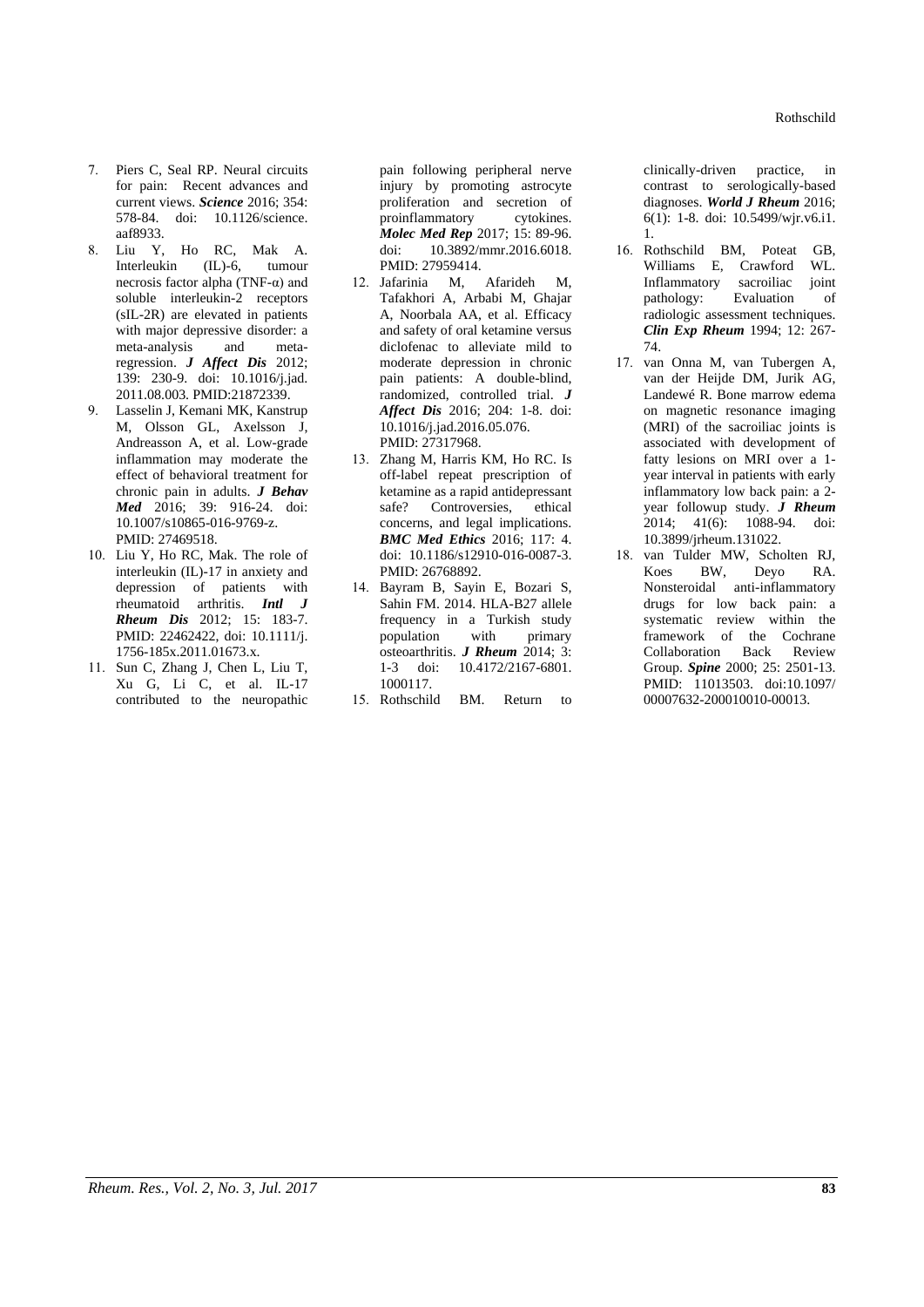7. Piers C, Seal RP. Neural circuits for pain: Recent advances and current views. ***Science*** 2016; 354: 578-84. doi: 10.1126/science.aaf8933.
8. Liu Y, Ho RC, Mak A. Interleukin (IL)-6, tumour necrosis factor alpha (TNF-α) and soluble interleukin-2 receptors (sIL-2R) are elevated in patients with major depressive disorder: a meta-analysis and meta-regression. ***J Affect Dis*** 2012; 139: 230-9. doi: 10.1016/j.jad.2011.08.003. PMID:21872339.
9. Lasselin J, Kemani MK, Kanstrup M, Olsson GL, Axelsson J, Andreasson A, et al. Low-grade inflammation may moderate the effect of behavioral treatment for chronic pain in adults. ***J Behav Med*** 2016; 39: 916-24. doi: 10.1007/s10865-016-9769-z. PMID: 27469518.
10. Liu Y, Ho RC, Mak. The role of interleukin (IL)-17 in anxiety and depression of patients with rheumatoid arthritis. ***Intl J Rheum Dis*** 2012; 15: 183-7. PMID: 22462422, doi: 10.1111/j.1756-185x.2011.01673.x.
11. Sun C, Zhang J, Chen L, Liu T, Xu G, Li C, et al. IL-17 contributed to the neuropathic pain following peripheral nerve injury by promoting astrocyte proliferation and secretion of proinflammatory cytokines. ***Molec Med Rep*** 2017; 15: 89-96. doi: 10.3892/mmr.2016.6018. PMID: 27959414.
12. Jafarinia M, Afarideh M, Tafakhori A, Arbabi M, Ghajar A, Noorbala AA, et al. Efficacy and safety of oral ketamine versus diclofenac to alleviate mild to moderate depression in chronic pain patients: A double-blind, randomized, controlled trial. ***J Affect Dis*** 2016; 204: 1-8. doi: 10.1016/j.jad.2016.05.076. PMID: 27317968.
13. Zhang M, Harris KM, Ho RC. Is off-label repeat prescription of ketamine as a rapid antidepressant safe? Controversies, ethical concerns, and legal implications. ***BMC Med Ethics*** 2016; 117: 4. doi: 10.1186/s12910-016-0087-3. PMID: 26768892.
14. Bayram B, Sayin E, Bozari S, Sahin FM. 2014. HLA-B27 allele frequency in a Turkish study population with primary osteoarthritis. ***J Rheum*** 2014; 3: 1-3 doi: 10.4172/2167-6801.1000117.
15. Rothschild BM. Return to clinically-driven practice, in contrast to serologically-based diagnoses. ***World J Rheum*** 2016; 6(1): 1-8. doi: 10.5499/wjr.v6.i1.1.
16. Rothschild BM, Poteat GB, Williams E, Crawford WL. Inflammatory sacroiliac joint pathology: Evaluation of radiologic assessment techniques. ***Clin Exp Rheum*** 1994; 12: 267-74.
17. van Onna M, van Tubergen A, van der Heijde DM, Jurik AG, Landewé R. Bone marrow edema on magnetic resonance imaging (MRI) of the sacroiliac joints is associated with development of fatty lesions on MRI over a 1-year interval in patients with early inflammatory low back pain: a 2-year followup study. ***J Rheum*** 2014; 41(6): 1088-94. doi: 10.3899/jrheum.131022.
18. van Tulder MW, Scholten RJ, Koes BW, Deyo RA. Nonsteroidal anti-inflammatory drugs for low back pain: a systematic review within the framework of the Cochrane Collaboration Back Review Group. ***Spine*** 2000; 25: 2501-13. PMID: 11013503. doi:10.1097/00007632-200010010-00013.